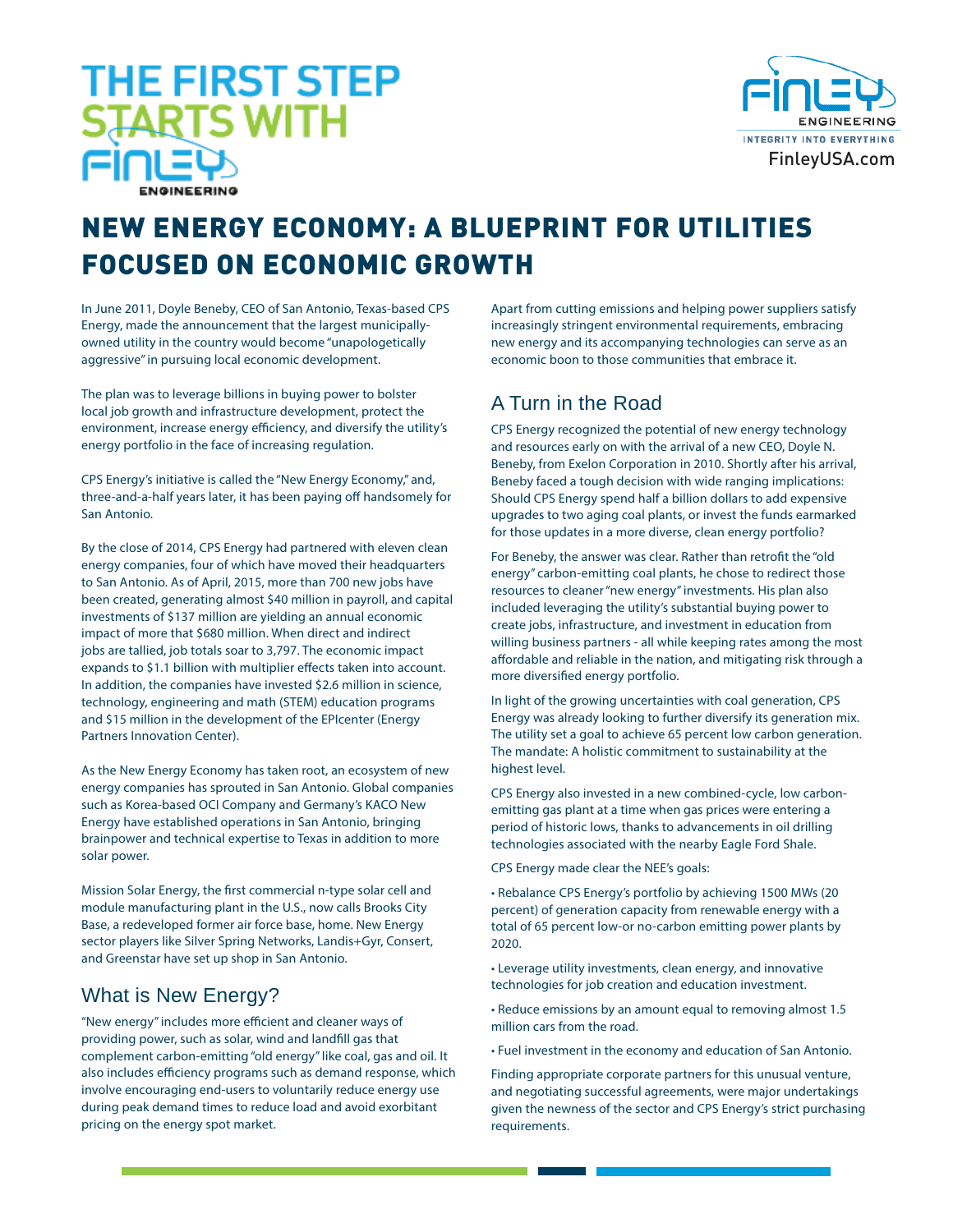THE FIRST STEP STARTS WITH FINLEY ENGINEERING

FINLEY ENGINEERING
INTEGRITY INTO EVERYTHING
FinleyUSA.com

# NEW ENERGY ECONOMY: A BLUEPRINT FOR UTILITIES FOCUSED ON ECONOMIC GROWTH

In June 2011, Doyle Beneby, CEO of San Antonio, Texas-based CPS Energy, made the announcement that the largest municipally-owned utility in the country would become "unapologetically aggressive" in pursuing local economic development.

The plan was to leverage billions in buying power to bolster local job growth and infrastructure development, protect the environment, increase energy efficiency, and diversify the utility's energy portfolio in the face of increasing regulation.

CPS Energy's initiative is called the "New Energy Economy," and, three-and-a-half years later, it has been paying off handsomely for San Antonio.

By the close of 2014, CPS Energy had partnered with eleven clean energy companies, four of which have moved their headquarters to San Antonio. As of April, 2015, more than 700 new jobs have been created, generating almost $40 million in payroll, and capital investments of $137 million are yielding an annual economic impact of more that $680 million. When direct and indirect jobs are tallied, job totals soar to 3,797. The economic impact expands to $1.1 billion with multiplier effects taken into account. In addition, the companies have invested $2.6 million in science, technology, engineering and math (STEM) education programs and $15 million in the development of the EPIcenter (Energy Partners Innovation Center).

As the New Energy Economy has taken root, an ecosystem of new energy companies has sprouted in San Antonio. Global companies such as Korea-based OCI Company and Germany's KACO New Energy have established operations in San Antonio, bringing brainpower and technical expertise to Texas in addition to more solar power.

Mission Solar Energy, the first commercial n-type solar cell and module manufacturing plant in the U.S., now calls Brooks City Base, a redeveloped former air force base, home. New Energy sector players like Silver Spring Networks, Landis+Gyr, Consert, and Greenstar have set up shop in San Antonio.

## What is New Energy?

"New energy" includes more efficient and cleaner ways of providing power, such as solar, wind and landfill gas that complement carbon-emitting "old energy" like coal, gas and oil. It also includes efficiency programs such as demand response, which involve encouraging end-users to voluntarily reduce energy use during peak demand times to reduce load and avoid exorbitant pricing on the energy spot market.

Apart from cutting emissions and helping power suppliers satisfy increasingly stringent environmental requirements, embracing new energy and its accompanying technologies can serve as an economic boon to those communities that embrace it.

## A Turn in the Road

CPS Energy recognized the potential of new energy technology and resources early on with the arrival of a new CEO, Doyle N. Beneby, from Exelon Corporation in 2010. Shortly after his arrival, Beneby faced a tough decision with wide ranging implications: Should CPS Energy spend half a billion dollars to add expensive upgrades to two aging coal plants, or invest the funds earmarked for those updates in a more diverse, clean energy portfolio?

For Beneby, the answer was clear. Rather than retrofit the "old energy" carbon-emitting coal plants, he chose to redirect those resources to cleaner "new energy" investments. His plan also included leveraging the utility's substantial buying power to create jobs, infrastructure, and investment in education from willing business partners - all while keeping rates among the most affordable and reliable in the nation, and mitigating risk through a more diversified energy portfolio.

In light of the growing uncertainties with coal generation, CPS Energy was already looking to further diversify its generation mix. The utility set a goal to achieve 65 percent low carbon generation. The mandate: A holistic commitment to sustainability at the highest level.

CPS Energy also invested in a new combined-cycle, low carbon-emitting gas plant at a time when gas prices were entering a period of historic lows, thanks to advancements in oil drilling technologies associated with the nearby Eagle Ford Shale.

CPS Energy made clear the NEE's goals:

- Rebalance CPS Energy's portfolio by achieving 1500 MWs (20 percent) of generation capacity from renewable energy with a total of 65 percent low-or no-carbon emitting power plants by 2020.
- Leverage utility investments, clean energy, and innovative technologies for job creation and education investment.
- Reduce emissions by an amount equal to removing almost 1.5 million cars from the road.
- Fuel investment in the economy and education of San Antonio.

Finding appropriate corporate partners for this unusual venture, and negotiating successful agreements, were major undertakings given the newness of the sector and CPS Energy's strict purchasing requirements.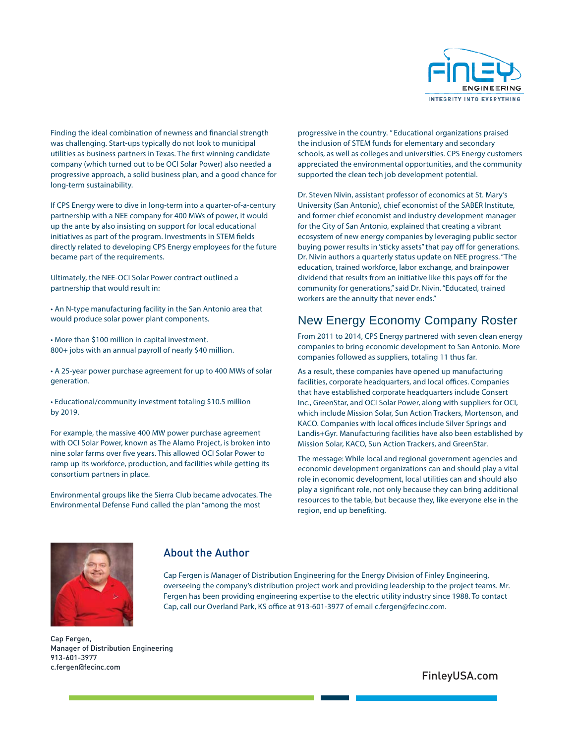Finding the ideal combination of newness and financial strength was challenging. Start-ups typically do not look to municipal utilities as business partners in Texas. The first winning candidate company (which turned out to be OCI Solar Power) also needed a progressive approach, a solid business plan, and a good chance for long-term sustainability.

If CPS Energy were to dive in long-term into a quarter-of-a-century partnership with a NEE company for 400 MWs of power, it would up the ante by also insisting on support for local educational initiatives as part of the program. Investments in STEM fields directly related to developing CPS Energy employees for the future became part of the requirements.

Ultimately, the NEE-OCI Solar Power contract outlined a partnership that would result in:

- An N-type manufacturing facility in the San Antonio area that would produce solar power plant components.

- More than $100 million in capital investment.
800+ jobs with an annual payroll of nearly $40 million.

- A 25-year power purchase agreement for up to 400 MWs of solar generation.

- Educational/community investment totaling $10.5 million by 2019.

For example, the massive 400 MW power purchase agreement with OCI Solar Power, known as The Alamo Project, is broken into nine solar farms over five years. This allowed OCI Solar Power to ramp up its workforce, production, and facilities while getting its consortium partners in place.

Environmental groups like the Sierra Club became advocates. The Environmental Defense Fund called the plan "among the most progressive in the country. " Educational organizations praised the inclusion of STEM funds for elementary and secondary schools, as well as colleges and universities. CPS Energy customers appreciated the environmental opportunities, and the community supported the clean tech job development potential.

Dr. Steven Nivin, assistant professor of economics at St. Mary's University (San Antonio), chief economist of the SABER Institute, and former chief economist and industry development manager for the City of San Antonio, explained that creating a vibrant ecosystem of new energy companies by leveraging public sector buying power results in 'sticky assets" that pay off for generations. Dr. Nivin authors a quarterly status update on NEE progress. "The education, trained workforce, labor exchange, and brainpower dividend that results from an initiative like this pays off for the community for generations," said Dr. Nivin. "Educated, trained workers are the annuity that never ends."

## New Energy Economy Company Roster

From 2011 to 2014, CPS Energy partnered with seven clean energy companies to bring economic development to San Antonio. More companies followed as suppliers, totaling 11 thus far.

As a result, these companies have opened up manufacturing facilities, corporate headquarters, and local offices. Companies that have established corporate headquarters include Consert Inc., GreenStar, and OCI Solar Power, along with suppliers for OCI, which include Mission Solar, Sun Action Trackers, Mortenson, and KACO. Companies with local offices include Silver Springs and Landis+Gyr. Manufacturing facilities have also been established by Mission Solar, KACO, Sun Action Trackers, and GreenStar.

The message: While local and regional government agencies and economic development organizations can and should play a vital role in economic development, local utilities can and should also play a significant role, not only because they can bring additional resources to the table, but because they, like everyone else in the region, end up benefiting.

## About the Author

Cap Fergen is Manager of Distribution Engineering for the Energy Division of Finley Engineering, overseeing the company's distribution project work and providing leadership to the project teams. Mr. Fergen has been providing engineering expertise to the electric utility industry since 1988. To contact Cap, call our Overland Park, KS office at 913-601-3977 of email c.fergen@fecinc.com.

Cap Fergen,
Manager of Distribution Engineering
913-601-3977
c.fergen@fecinc.com

FinleyUSA.com